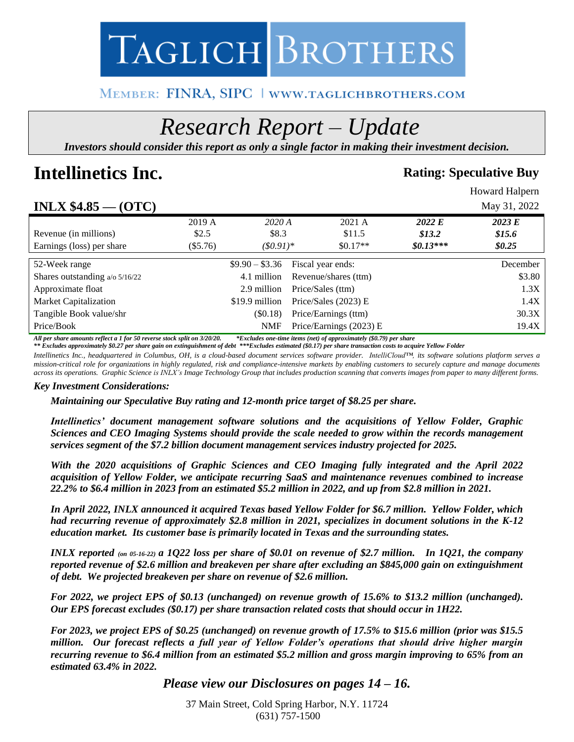# TAGLICH BROTHERS

MEMBER: FINRA, SIPC | WWW.TAGLICHBROTHERS.COM

## *Research Report – Update*

***Investors should consider this report as only a single factor in making their investment decision.***

# Intellinetics Inc.

**Rating: Speculative Buy**

Howard Halpern

May 31, 2022

## INLX $4.85 — (OTC)

| | 2019 A | *2020 A* | 2021 A | ***2022 E*** | ***2023 E*** |
|---|---|---|---|---|---|
| Revenue (in millions) | $2.5 | $8.3 | $11.5 | ***$13.2*** | ***$15.6*** |
| Earnings (loss) per share | ($5.76) | *($0.91)** | $0.17** | ***$0.13**** | ***$0.25*** |

| | | | |
|---|---|---|---|
| 52-Week range | $9.90 – $3.36 | Fiscal year ends: | December |
| Shares outstanding a/o 5/16/22 | 4.1 million | Revenue/shares (ttm) | $3.80 |
| Approximate float | 2.9 million | Price/Sales (ttm) | 1.3X |
| Market Capitalization | $19.9 million | Price/Sales (2023) E | 1.4X |
| Tangible Book value/shr | ($0.18) | Price/Earnings (ttm) | 30.3X |
| Price/Book | NMF | Price/Earnings (2023) E | 19.4X |

***All per share amounts reflect a 1 for 50 reverse stock split on 3/20/20. *Excludes one-time items (net) of approximately ($0.79) per share***
***** Excludes approximately $0.27 per share gain on extinguishment of debt ***Excludes estimated ($0.17) per share transaction costs to acquire Yellow Folder***

*Intellinetics Inc., headquartered in Columbus, OH, is a cloud-based document services software provider. IntelliCloud™, its software solutions platform serves a mission-critical role for organizations in highly regulated, risk and compliance-intensive markets by enabling customers to securely capture and manage documents across its operations. Graphic Science is INLX's Image Technology Group that includes production scanning that converts images from paper to many different forms.*

***Key Investment Considerations:***

***Maintaining our Speculative Buy rating and 12-month price target of $8.25 per share.***

***Intellinetics' document management software solutions and the acquisitions of Yellow Folder, Graphic Sciences and CEO Imaging Systems should provide the scale needed to grow within the records management services segment of the $7.2 billion document management services industry projected for 2025.***

***With the 2020 acquisitions of Graphic Sciences and CEO Imaging fully integrated and the April 2022 acquisition of Yellow Folder, we anticipate recurring SaaS and maintenance revenues combined to increase 22.2% to $6.4 million in 2023 from an estimated $5.2 million in 2022, and up from $2.8 million in 2021.***

***In April 2022, INLX announced it acquired Texas based Yellow Folder for $6.7 million. Yellow Folder, which had recurring revenue of approximately $2.8 million in 2021, specializes in document solutions in the K-12 education market. Its customer base is primarily located in Texas and the surrounding states.***

***INLX reported (on 05-16-22) a 1Q22 loss per share of $0.01 on revenue of $2.7 million. In 1Q21, the company reported revenue of $2.6 million and breakeven per share after excluding an $845,000 gain on extinguishment of debt. We projected breakeven per share on revenue of $2.6 million.***

***For 2022, we project EPS of $0.13 (unchanged) on revenue growth of 15.6% to $13.2 million (unchanged). Our EPS forecast excludes ($0.17) per share transaction related costs that should occur in 1H22.***

***For 2023, we project EPS of $0.25 (unchanged) on revenue growth of 17.5% to $15.6 million (prior was $15.5 million. Our forecast reflects a full year of Yellow Folder's operations that should drive higher margin recurring revenue to $6.4 million from an estimated $5.2 million and gross margin improving to 65% from an estimated 63.4% in 2022.***

***Please view our Disclosures on pages 14 – 16.***

37 Main Street, Cold Spring Harbor, N.Y. 11724
(631) 757-1500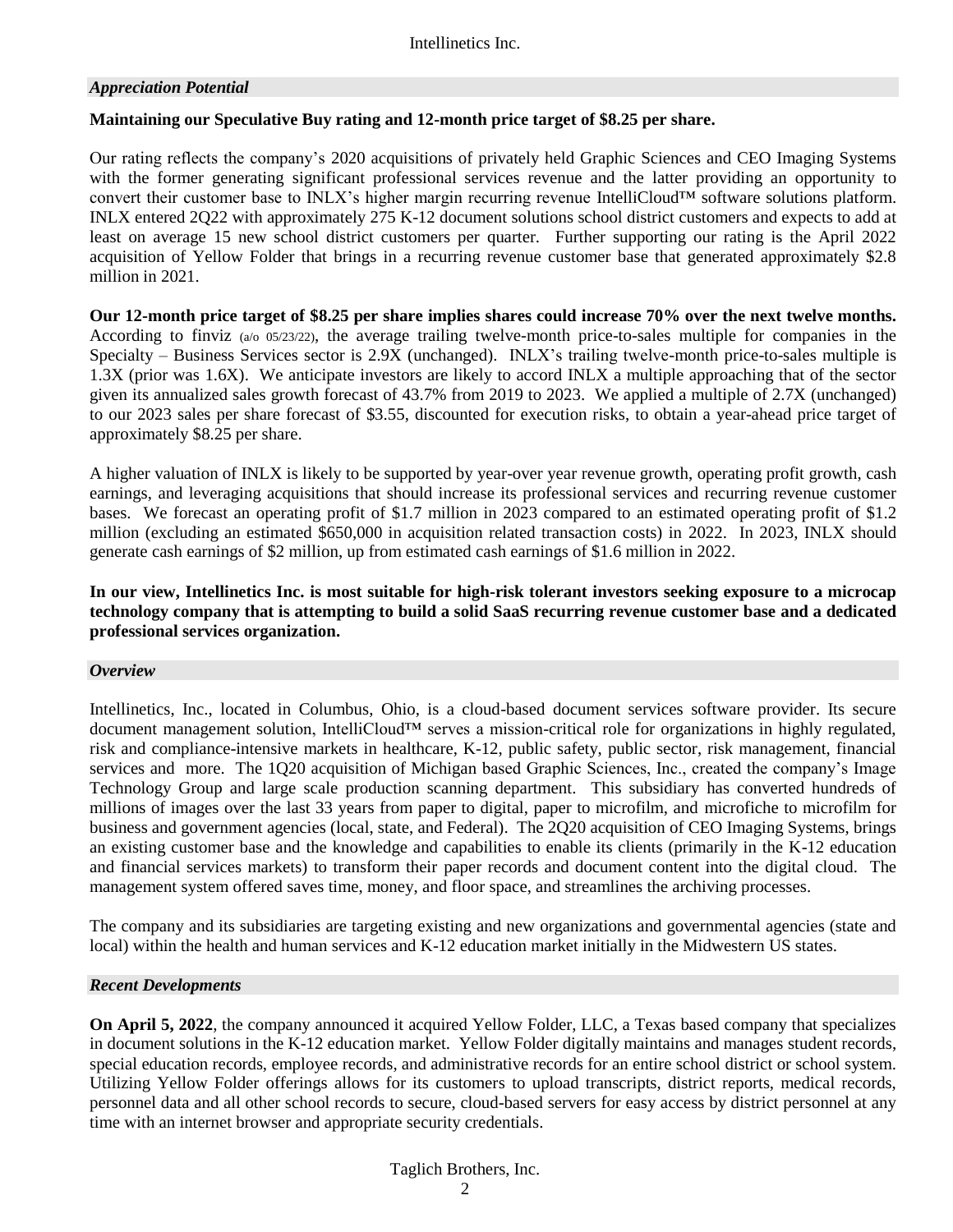### *Appreciation Potential*

**Maintaining our Speculative Buy rating and 12-month price target of $8.25 per share.**

Our rating reflects the company's 2020 acquisitions of privately held Graphic Sciences and CEO Imaging Systems with the former generating significant professional services revenue and the latter providing an opportunity to convert their customer base to INLX's higher margin recurring revenue IntelliCloud™ software solutions platform. INLX entered 2Q22 with approximately 275 K-12 document solutions school district customers and expects to add at least on average 15 new school district customers per quarter. Further supporting our rating is the April 2022 acquisition of Yellow Folder that brings in a recurring revenue customer base that generated approximately $2.8 million in 2021.

**Our 12-month price target of $8.25 per share implies shares could increase 70% over the next twelve months.** According to finviz (a/o 05/23/22), the average trailing twelve-month price-to-sales multiple for companies in the Specialty – Business Services sector is 2.9X (unchanged). INLX's trailing twelve-month price-to-sales multiple is 1.3X (prior was 1.6X). We anticipate investors are likely to accord INLX a multiple approaching that of the sector given its annualized sales growth forecast of 43.7% from 2019 to 2023. We applied a multiple of 2.7X (unchanged) to our 2023 sales per share forecast of $3.55, discounted for execution risks, to obtain a year-ahead price target of approximately $8.25 per share.

A higher valuation of INLX is likely to be supported by year-over year revenue growth, operating profit growth, cash earnings, and leveraging acquisitions that should increase its professional services and recurring revenue customer bases. We forecast an operating profit of $1.7 million in 2023 compared to an estimated operating profit of $1.2 million (excluding an estimated $650,000 in acquisition related transaction costs) in 2022. In 2023, INLX should generate cash earnings of $2 million, up from estimated cash earnings of $1.6 million in 2022.

**In our view, Intellinetics Inc. is most suitable for high-risk tolerant investors seeking exposure to a microcap technology company that is attempting to build a solid SaaS recurring revenue customer base and a dedicated professional services organization.**

### *Overview*

Intellinetics, Inc., located in Columbus, Ohio, is a cloud-based document services software provider. Its secure document management solution, IntelliCloud™ serves a mission-critical role for organizations in highly regulated, risk and compliance-intensive markets in healthcare, K-12, public safety, public sector, risk management, financial services and more. The 1Q20 acquisition of Michigan based Graphic Sciences, Inc., created the company's Image Technology Group and large scale production scanning department. This subsidiary has converted hundreds of millions of images over the last 33 years from paper to digital, paper to microfilm, and microfiche to microfilm for business and government agencies (local, state, and Federal). The 2Q20 acquisition of CEO Imaging Systems, brings an existing customer base and the knowledge and capabilities to enable its clients (primarily in the K-12 education and financial services markets) to transform their paper records and document content into the digital cloud. The management system offered saves time, money, and floor space, and streamlines the archiving processes.

The company and its subsidiaries are targeting existing and new organizations and governmental agencies (state and local) within the health and human services and K-12 education market initially in the Midwestern US states.

### *Recent Developments*

**On April 5, 2022**, the company announced it acquired Yellow Folder, LLC, a Texas based company that specializes in document solutions in the K-12 education market. Yellow Folder digitally maintains and manages student records, special education records, employee records, and administrative records for an entire school district or school system. Utilizing Yellow Folder offerings allows for its customers to upload transcripts, district reports, medical records, personnel data and all other school records to secure, cloud-based servers for easy access by district personnel at any time with an internet browser and appropriate security credentials.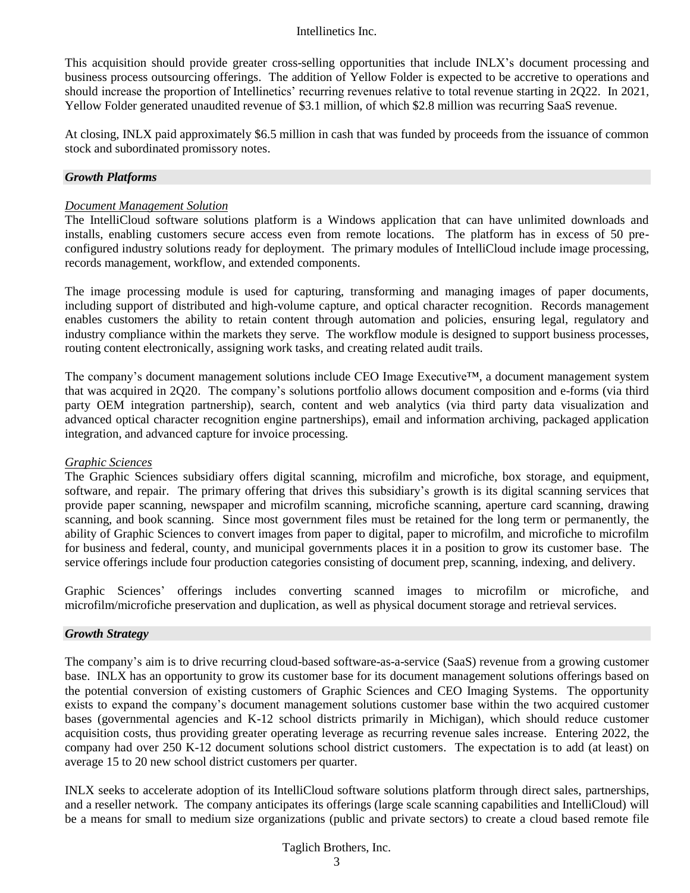This acquisition should provide greater cross-selling opportunities that include INLX's document processing and business process outsourcing offerings. The addition of Yellow Folder is expected to be accretive to operations and should increase the proportion of Intellinetics' recurring revenues relative to total revenue starting in 2Q22. In 2021, Yellow Folder generated unaudited revenue of $3.1 million, of which $2.8 million was recurring SaaS revenue.

At closing, INLX paid approximately $6.5 million in cash that was funded by proceeds from the issuance of common stock and subordinated promissory notes.

## *Growth Platforms*

*Document Management Solution*

The IntelliCloud software solutions platform is a Windows application that can have unlimited downloads and installs, enabling customers secure access even from remote locations. The platform has in excess of 50 pre-configured industry solutions ready for deployment. The primary modules of IntelliCloud include image processing, records management, workflow, and extended components.

The image processing module is used for capturing, transforming and managing images of paper documents, including support of distributed and high-volume capture, and optical character recognition. Records management enables customers the ability to retain content through automation and policies, ensuring legal, regulatory and industry compliance within the markets they serve. The workflow module is designed to support business processes, routing content electronically, assigning work tasks, and creating related audit trails.

The company's document management solutions include CEO Image Executive™, a document management system that was acquired in 2Q20. The company's solutions portfolio allows document composition and e-forms (via third party OEM integration partnership), search, content and web analytics (via third party data visualization and advanced optical character recognition engine partnerships), email and information archiving, packaged application integration, and advanced capture for invoice processing.

*Graphic Sciences*

The Graphic Sciences subsidiary offers digital scanning, microfilm and microfiche, box storage, and equipment, software, and repair. The primary offering that drives this subsidiary's growth is its digital scanning services that provide paper scanning, newspaper and microfilm scanning, microfiche scanning, aperture card scanning, drawing scanning, and book scanning. Since most government files must be retained for the long term or permanently, the ability of Graphic Sciences to convert images from paper to digital, paper to microfilm, and microfiche to microfilm for business and federal, county, and municipal governments places it in a position to grow its customer base. The service offerings include four production categories consisting of document prep, scanning, indexing, and delivery.

Graphic Sciences' offerings includes converting scanned images to microfilm or microfiche, and microfilm/microfiche preservation and duplication, as well as physical document storage and retrieval services.

## *Growth Strategy*

The company's aim is to drive recurring cloud-based software-as-a-service (SaaS) revenue from a growing customer base. INLX has an opportunity to grow its customer base for its document management solutions offerings based on the potential conversion of existing customers of Graphic Sciences and CEO Imaging Systems. The opportunity exists to expand the company's document management solutions customer base within the two acquired customer bases (governmental agencies and K-12 school districts primarily in Michigan), which should reduce customer acquisition costs, thus providing greater operating leverage as recurring revenue sales increase. Entering 2022, the company had over 250 K-12 document solutions school district customers. The expectation is to add (at least) on average 15 to 20 new school district customers per quarter.

INLX seeks to accelerate adoption of its IntelliCloud software solutions platform through direct sales, partnerships, and a reseller network. The company anticipates its offerings (large scale scanning capabilities and IntelliCloud) will be a means for small to medium size organizations (public and private sectors) to create a cloud based remote file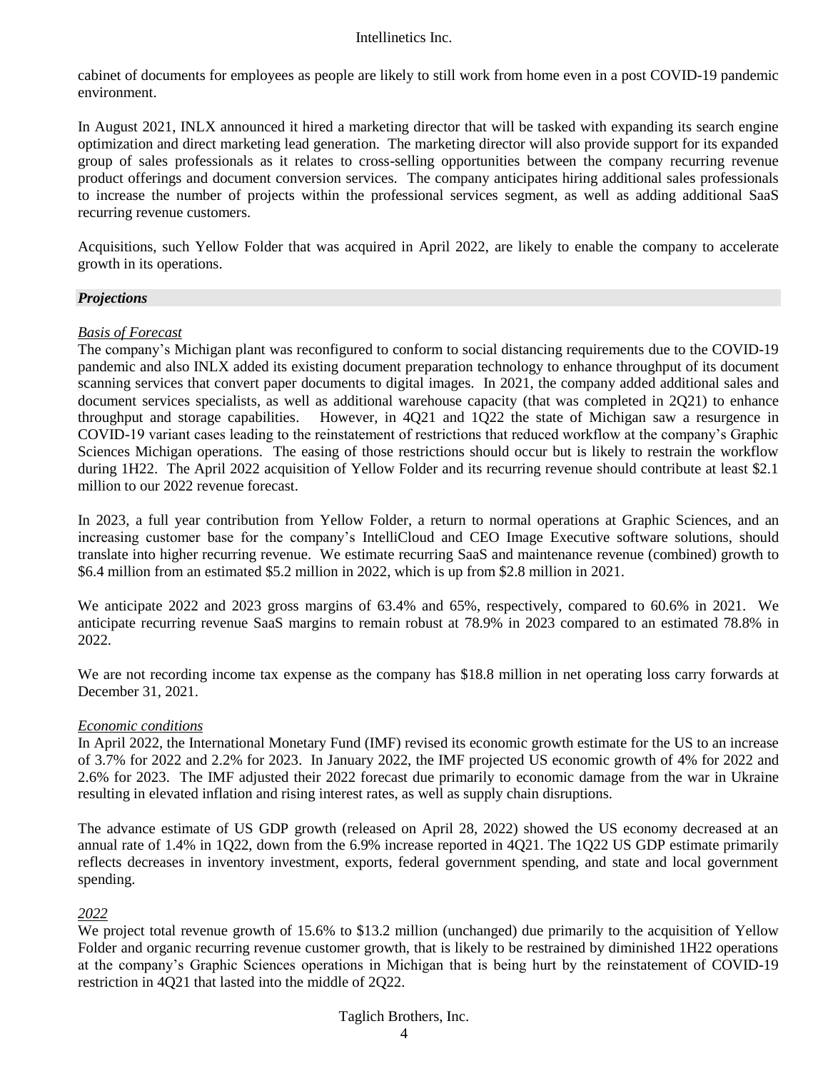cabinet of documents for employees as people are likely to still work from home even in a post COVID-19 pandemic environment.

In August 2021, INLX announced it hired a marketing director that will be tasked with expanding its search engine optimization and direct marketing lead generation. The marketing director will also provide support for its expanded group of sales professionals as it relates to cross-selling opportunities between the company recurring revenue product offerings and document conversion services. The company anticipates hiring additional sales professionals to increase the number of projects within the professional services segment, as well as adding additional SaaS recurring revenue customers.

Acquisitions, such Yellow Folder that was acquired in April 2022, are likely to enable the company to accelerate growth in its operations.

## *Projections*

*Basis of Forecast*

The company's Michigan plant was reconfigured to conform to social distancing requirements due to the COVID-19 pandemic and also INLX added its existing document preparation technology to enhance throughput of its document scanning services that convert paper documents to digital images. In 2021, the company added additional sales and document services specialists, as well as additional warehouse capacity (that was completed in 2Q21) to enhance throughput and storage capabilities. However, in 4Q21 and 1Q22 the state of Michigan saw a resurgence in COVID-19 variant cases leading to the reinstatement of restrictions that reduced workflow at the company's Graphic Sciences Michigan operations. The easing of those restrictions should occur but is likely to restrain the workflow during 1H22. The April 2022 acquisition of Yellow Folder and its recurring revenue should contribute at least \$2.1 million to our 2022 revenue forecast.

In 2023, a full year contribution from Yellow Folder, a return to normal operations at Graphic Sciences, and an increasing customer base for the company's IntelliCloud and CEO Image Executive software solutions, should translate into higher recurring revenue. We estimate recurring SaaS and maintenance revenue (combined) growth to \$6.4 million from an estimated \$5.2 million in 2022, which is up from \$2.8 million in 2021.

We anticipate 2022 and 2023 gross margins of 63.4% and 65%, respectively, compared to 60.6% in 2021. We anticipate recurring revenue SaaS margins to remain robust at 78.9% in 2023 compared to an estimated 78.8% in 2022.

We are not recording income tax expense as the company has \$18.8 million in net operating loss carry forwards at December 31, 2021.

*Economic conditions*

In April 2022, the International Monetary Fund (IMF) revised its economic growth estimate for the US to an increase of 3.7% for 2022 and 2.2% for 2023. In January 2022, the IMF projected US economic growth of 4% for 2022 and 2.6% for 2023. The IMF adjusted their 2022 forecast due primarily to economic damage from the war in Ukraine resulting in elevated inflation and rising interest rates, as well as supply chain disruptions.

The advance estimate of US GDP growth (released on April 28, 2022) showed the US economy decreased at an annual rate of 1.4% in 1Q22, down from the 6.9% increase reported in 4Q21. The 1Q22 US GDP estimate primarily reflects decreases in inventory investment, exports, federal government spending, and state and local government spending.

*2022*

We project total revenue growth of 15.6% to \$13.2 million (unchanged) due primarily to the acquisition of Yellow Folder and organic recurring revenue customer growth, that is likely to be restrained by diminished 1H22 operations at the company's Graphic Sciences operations in Michigan that is being hurt by the reinstatement of COVID-19 restriction in 4Q21 that lasted into the middle of 2Q22.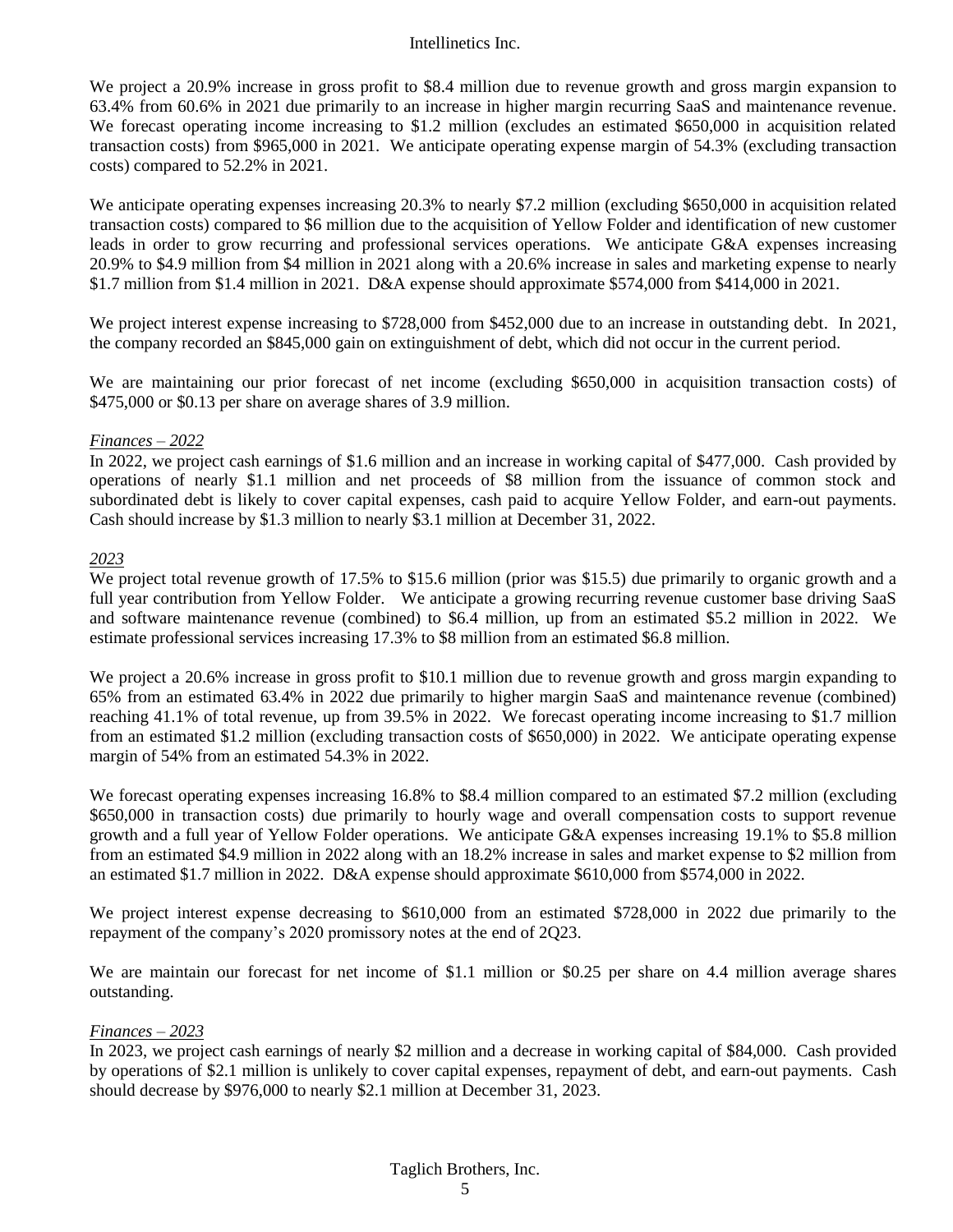We project a 20.9% increase in gross profit to $8.4 million due to revenue growth and gross margin expansion to 63.4% from 60.6% in 2021 due primarily to an increase in higher margin recurring SaaS and maintenance revenue. We forecast operating income increasing to $1.2 million (excludes an estimated $650,000 in acquisition related transaction costs) from $965,000 in 2021. We anticipate operating expense margin of 54.3% (excluding transaction costs) compared to 52.2% in 2021.

We anticipate operating expenses increasing 20.3% to nearly $7.2 million (excluding $650,000 in acquisition related transaction costs) compared to $6 million due to the acquisition of Yellow Folder and identification of new customer leads in order to grow recurring and professional services operations. We anticipate G&A expenses increasing 20.9% to $4.9 million from $4 million in 2021 along with a 20.6% increase in sales and marketing expense to nearly $1.7 million from $1.4 million in 2021. D&A expense should approximate $574,000 from $414,000 in 2021.

We project interest expense increasing to $728,000 from $452,000 due to an increase in outstanding debt. In 2021, the company recorded an $845,000 gain on extinguishment of debt, which did not occur in the current period.

We are maintaining our prior forecast of net income (excluding $650,000 in acquisition transaction costs) of $475,000 or $0.13 per share on average shares of 3.9 million.

*Finances – 2022*

In 2022, we project cash earnings of $1.6 million and an increase in working capital of $477,000. Cash provided by operations of nearly $1.1 million and net proceeds of $8 million from the issuance of common stock and subordinated debt is likely to cover capital expenses, cash paid to acquire Yellow Folder, and earn-out payments. Cash should increase by $1.3 million to nearly $3.1 million at December 31, 2022.

*2023*

We project total revenue growth of 17.5% to $15.6 million (prior was $15.5) due primarily to organic growth and a full year contribution from Yellow Folder. We anticipate a growing recurring revenue customer base driving SaaS and software maintenance revenue (combined) to $6.4 million, up from an estimated $5.2 million in 2022. We estimate professional services increasing 17.3% to $8 million from an estimated $6.8 million.

We project a 20.6% increase in gross profit to $10.1 million due to revenue growth and gross margin expanding to 65% from an estimated 63.4% in 2022 due primarily to higher margin SaaS and maintenance revenue (combined) reaching 41.1% of total revenue, up from 39.5% in 2022. We forecast operating income increasing to $1.7 million from an estimated $1.2 million (excluding transaction costs of $650,000) in 2022. We anticipate operating expense margin of 54% from an estimated 54.3% in 2022.

We forecast operating expenses increasing 16.8% to $8.4 million compared to an estimated $7.2 million (excluding $650,000 in transaction costs) due primarily to hourly wage and overall compensation costs to support revenue growth and a full year of Yellow Folder operations. We anticipate G&A expenses increasing 19.1% to $5.8 million from an estimated $4.9 million in 2022 along with an 18.2% increase in sales and market expense to $2 million from an estimated $1.7 million in 2022. D&A expense should approximate $610,000 from $574,000 in 2022.

We project interest expense decreasing to $610,000 from an estimated $728,000 in 2022 due primarily to the repayment of the company's 2020 promissory notes at the end of 2Q23.

We are maintain our forecast for net income of $1.1 million or $0.25 per share on 4.4 million average shares outstanding.

*Finances – 2023*

In 2023, we project cash earnings of nearly $2 million and a decrease in working capital of $84,000. Cash provided by operations of $2.1 million is unlikely to cover capital expenses, repayment of debt, and earn-out payments. Cash should decrease by $976,000 to nearly $2.1 million at December 31, 2023.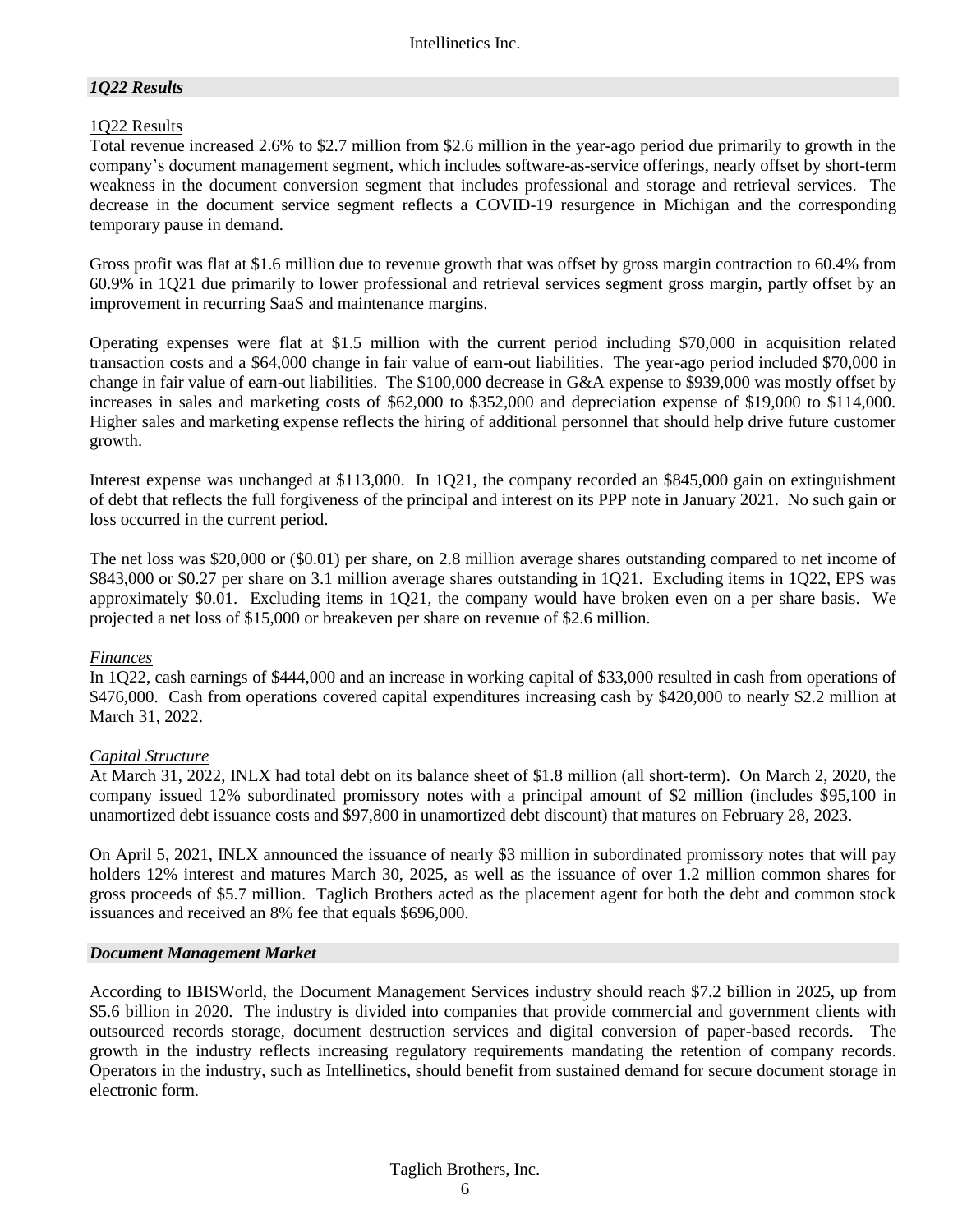## *1Q22 Results*

1Q22 Results

Total revenue increased 2.6% to \$2.7 million from \$2.6 million in the year-ago period due primarily to growth in the company's document management segment, which includes software-as-service offerings, nearly offset by short-term weakness in the document conversion segment that includes professional and storage and retrieval services. The decrease in the document service segment reflects a COVID-19 resurgence in Michigan and the corresponding temporary pause in demand.

Gross profit was flat at \$1.6 million due to revenue growth that was offset by gross margin contraction to 60.4% from 60.9% in 1Q21 due primarily to lower professional and retrieval services segment gross margin, partly offset by an improvement in recurring SaaS and maintenance margins.

Operating expenses were flat at \$1.5 million with the current period including \$70,000 in acquisition related transaction costs and a \$64,000 change in fair value of earn-out liabilities. The year-ago period included \$70,000 in change in fair value of earn-out liabilities. The \$100,000 decrease in G&A expense to \$939,000 was mostly offset by increases in sales and marketing costs of \$62,000 to \$352,000 and depreciation expense of \$19,000 to \$114,000. Higher sales and marketing expense reflects the hiring of additional personnel that should help drive future customer growth.

Interest expense was unchanged at \$113,000. In 1Q21, the company recorded an \$845,000 gain on extinguishment of debt that reflects the full forgiveness of the principal and interest on its PPP note in January 2021. No such gain or loss occurred in the current period.

The net loss was \$20,000 or (\$0.01) per share, on 2.8 million average shares outstanding compared to net income of \$843,000 or \$0.27 per share on 3.1 million average shares outstanding in 1Q21. Excluding items in 1Q22, EPS was approximately \$0.01. Excluding items in 1Q21, the company would have broken even on a per share basis. We projected a net loss of \$15,000 or breakeven per share on revenue of \$2.6 million.

*Finances*

In 1Q22, cash earnings of \$444,000 and an increase in working capital of \$33,000 resulted in cash from operations of \$476,000. Cash from operations covered capital expenditures increasing cash by \$420,000 to nearly \$2.2 million at March 31, 2022.

*Capital Structure*

At March 31, 2022, INLX had total debt on its balance sheet of \$1.8 million (all short-term). On March 2, 2020, the company issued 12% subordinated promissory notes with a principal amount of \$2 million (includes \$95,100 in unamortized debt issuance costs and \$97,800 in unamortized debt discount) that matures on February 28, 2023.

On April 5, 2021, INLX announced the issuance of nearly \$3 million in subordinated promissory notes that will pay holders 12% interest and matures March 30, 2025, as well as the issuance of over 1.2 million common shares for gross proceeds of \$5.7 million. Taglich Brothers acted as the placement agent for both the debt and common stock issuances and received an 8% fee that equals \$696,000.

## *Document Management Market*

According to IBISWorld, the Document Management Services industry should reach \$7.2 billion in 2025, up from \$5.6 billion in 2020. The industry is divided into companies that provide commercial and government clients with outsourced records storage, document destruction services and digital conversion of paper-based records. The growth in the industry reflects increasing regulatory requirements mandating the retention of company records. Operators in the industry, such as Intellinetics, should benefit from sustained demand for secure document storage in electronic form.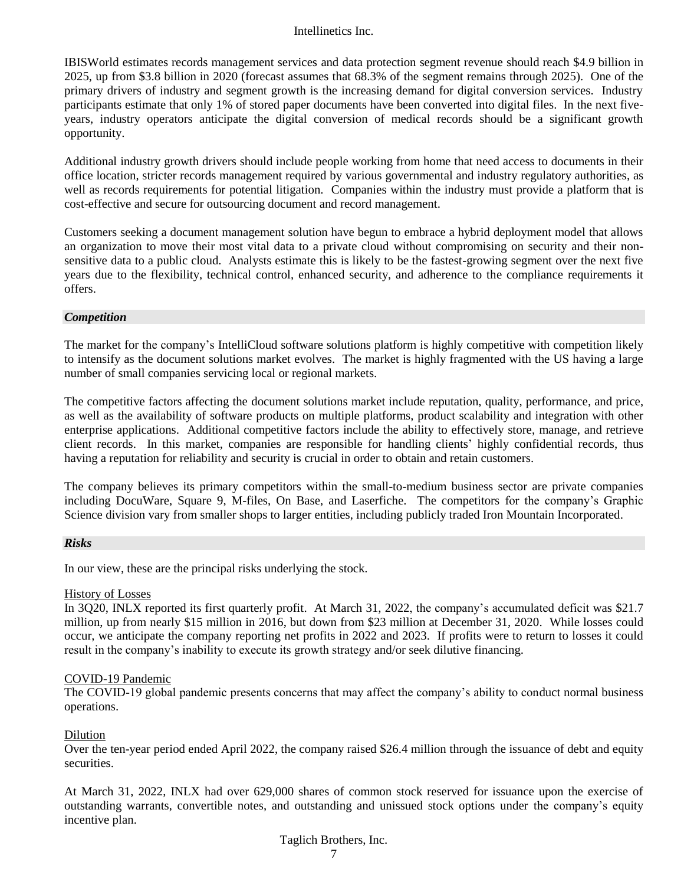IBISWorld estimates records management services and data protection segment revenue should reach $4.9 billion in 2025, up from $3.8 billion in 2020 (forecast assumes that 68.3% of the segment remains through 2025). One of the primary drivers of industry and segment growth is the increasing demand for digital conversion services. Industry participants estimate that only 1% of stored paper documents have been converted into digital files. In the next five-years, industry operators anticipate the digital conversion of medical records should be a significant growth opportunity.

Additional industry growth drivers should include people working from home that need access to documents in their office location, stricter records management required by various governmental and industry regulatory authorities, as well as records requirements for potential litigation. Companies within the industry must provide a platform that is cost-effective and secure for outsourcing document and record management.

Customers seeking a document management solution have begun to embrace a hybrid deployment model that allows an organization to move their most vital data to a private cloud without compromising on security and their non-sensitive data to a public cloud. Analysts estimate this is likely to be the fastest-growing segment over the next five years due to the flexibility, technical control, enhanced security, and adherence to the compliance requirements it offers.

### *Competition*

The market for the company's IntelliCloud software solutions platform is highly competitive with competition likely to intensify as the document solutions market evolves. The market is highly fragmented with the US having a large number of small companies servicing local or regional markets.

The competitive factors affecting the document solutions market include reputation, quality, performance, and price, as well as the availability of software products on multiple platforms, product scalability and integration with other enterprise applications. Additional competitive factors include the ability to effectively store, manage, and retrieve client records. In this market, companies are responsible for handling clients' highly confidential records, thus having a reputation for reliability and security is crucial in order to obtain and retain customers.

The company believes its primary competitors within the small-to-medium business sector are private companies including DocuWare, Square 9, M-files, On Base, and Laserfiche. The competitors for the company's Graphic Science division vary from smaller shops to larger entities, including publicly traded Iron Mountain Incorporated.

### *Risks*

In our view, these are the principal risks underlying the stock.

#### History of Losses

In 3Q20, INLX reported its first quarterly profit. At March 31, 2022, the company's accumulated deficit was $21.7 million, up from nearly $15 million in 2016, but down from $23 million at December 31, 2020. While losses could occur, we anticipate the company reporting net profits in 2022 and 2023. If profits were to return to losses it could result in the company's inability to execute its growth strategy and/or seek dilutive financing.

#### COVID-19 Pandemic

The COVID-19 global pandemic presents concerns that may affect the company's ability to conduct normal business operations.

#### Dilution

Over the ten-year period ended April 2022, the company raised $26.4 million through the issuance of debt and equity securities.

At March 31, 2022, INLX had over 629,000 shares of common stock reserved for issuance upon the exercise of outstanding warrants, convertible notes, and outstanding and unissued stock options under the company's equity incentive plan.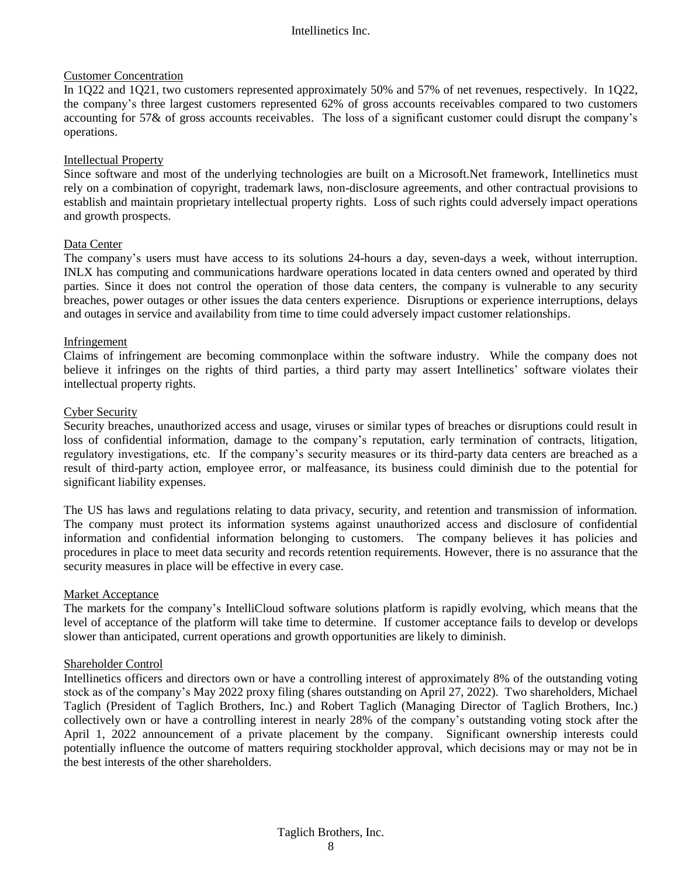Customer Concentration

In 1Q22 and 1Q21, two customers represented approximately 50% and 57% of net revenues, respectively. In 1Q22, the company's three largest customers represented 62% of gross accounts receivables compared to two customers accounting for 57& of gross accounts receivables. The loss of a significant customer could disrupt the company's operations.

Intellectual Property

Since software and most of the underlying technologies are built on a Microsoft.Net framework, Intellinetics must rely on a combination of copyright, trademark laws, non-disclosure agreements, and other contractual provisions to establish and maintain proprietary intellectual property rights. Loss of such rights could adversely impact operations and growth prospects.

Data Center

The company's users must have access to its solutions 24-hours a day, seven-days a week, without interruption. INLX has computing and communications hardware operations located in data centers owned and operated by third parties. Since it does not control the operation of those data centers, the company is vulnerable to any security breaches, power outages or other issues the data centers experience. Disruptions or experience interruptions, delays and outages in service and availability from time to time could adversely impact customer relationships.

Infringement

Claims of infringement are becoming commonplace within the software industry. While the company does not believe it infringes on the rights of third parties, a third party may assert Intellinetics' software violates their intellectual property rights.

Cyber Security

Security breaches, unauthorized access and usage, viruses or similar types of breaches or disruptions could result in loss of confidential information, damage to the company's reputation, early termination of contracts, litigation, regulatory investigations, etc. If the company's security measures or its third-party data centers are breached as a result of third-party action, employee error, or malfeasance, its business could diminish due to the potential for significant liability expenses.

The US has laws and regulations relating to data privacy, security, and retention and transmission of information. The company must protect its information systems against unauthorized access and disclosure of confidential information and confidential information belonging to customers. The company believes it has policies and procedures in place to meet data security and records retention requirements. However, there is no assurance that the security measures in place will be effective in every case.

Market Acceptance

The markets for the company's IntelliCloud software solutions platform is rapidly evolving, which means that the level of acceptance of the platform will take time to determine. If customer acceptance fails to develop or develops slower than anticipated, current operations and growth opportunities are likely to diminish.

Shareholder Control

Intellinetics officers and directors own or have a controlling interest of approximately 8% of the outstanding voting stock as of the company's May 2022 proxy filing (shares outstanding on April 27, 2022). Two shareholders, Michael Taglich (President of Taglich Brothers, Inc.) and Robert Taglich (Managing Director of Taglich Brothers, Inc.) collectively own or have a controlling interest in nearly 28% of the company's outstanding voting stock after the April 1, 2022 announcement of a private placement by the company. Significant ownership interests could potentially influence the outcome of matters requiring stockholder approval, which decisions may or may not be in the best interests of the other shareholders.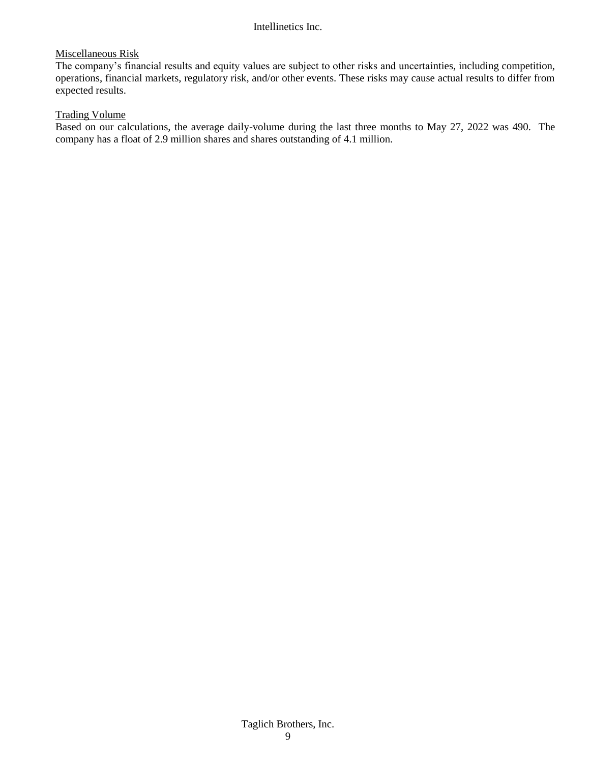Miscellaneous Risk

The company's financial results and equity values are subject to other risks and uncertainties, including competition, operations, financial markets, regulatory risk, and/or other events. These risks may cause actual results to differ from expected results.

Trading Volume

Based on our calculations, the average daily-volume during the last three months to May 27, 2022 was 490. The company has a float of 2.9 million shares and shares outstanding of 4.1 million.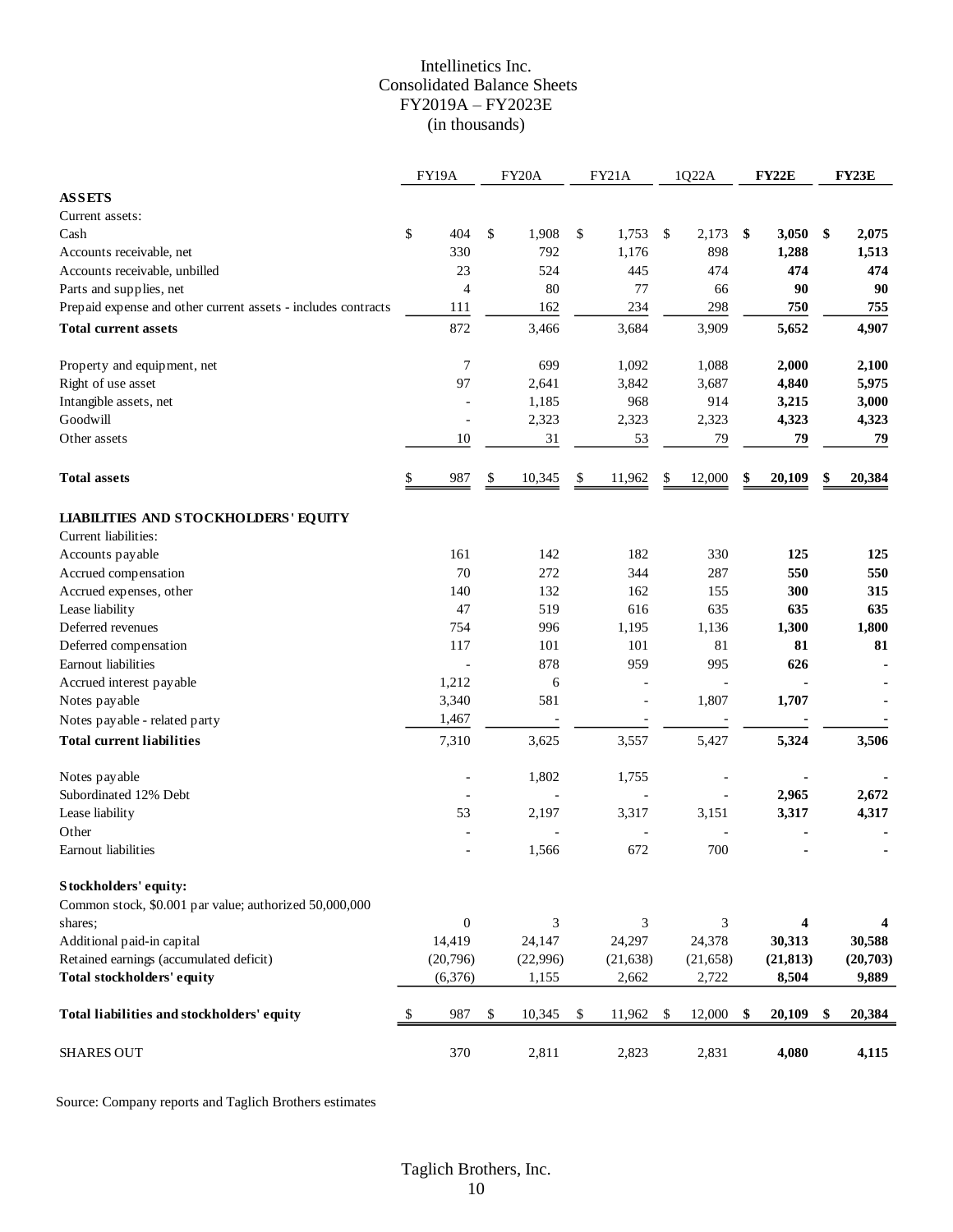# Intellinetics Inc.
## Consolidated Balance Sheets
## FY2019A – FY2023E
## (in thousands)

| | FY19A | FY20A | FY21A | 1Q22A | **FY22E** | **FY23E** |
|---|---|---|---|---|---|---|
| **ASSETS** | | | | | | |
| Current assets: | | | | | | |
| Cash | $ 404 | $ 1,908 | $ 1,753 | $ 2,173 | **$ 3,050** | **$ 2,075** |
| Accounts receivable, net | 330 | 792 | 1,176 | 898 | **1,288** | **1,513** |
| Accounts receivable, unbilled | 23 | 524 | 445 | 474 | **474** | **474** |
| Parts and supplies, net | 4 | 80 | 77 | 66 | **90** | **90** |
| Prepaid expense and other current assets - includes contracts | 111 | 162 | 234 | 298 | **750** | **755** |
| **Total current assets** | 872 | 3,466 | 3,684 | 3,909 | **5,652** | **4,907** |
| Property and equipment, net | 7 | 699 | 1,092 | 1,088 | **2,000** | **2,100** |
| Right of use asset | 97 | 2,641 | 3,842 | 3,687 | **4,840** | **5,975** |
| Intangible assets, net | - | 1,185 | 968 | 914 | **3,215** | **3,000** |
| Goodwill | - | 2,323 | 2,323 | 2,323 | **4,323** | **4,323** |
| Other assets | 10 | 31 | 53 | 79 | **79** | **79** |
| **Total assets** | $ 987 | $ 10,345 | $ 11,962 | $ 12,000 | **$ 20,109** | **$ 20,384** |
| **LIABILITIES AND STOCKHOLDERS' EQUITY** | | | | | | |
| Current liabilities: | | | | | | |
| Accounts payable | 161 | 142 | 182 | 330 | **125** | **125** |
| Accrued compensation | 70 | 272 | 344 | 287 | **550** | **550** |
| Accrued expenses, other | 140 | 132 | 162 | 155 | **300** | **315** |
| Lease liability | 47 | 519 | 616 | 635 | **635** | **635** |
| Deferred revenues | 754 | 996 | 1,195 | 1,136 | **1,300** | **1,800** |
| Deferred compensation | 117 | 101 | 101 | 81 | **81** | **81** |
| Earnout liabilities | - | 878 | 959 | 995 | **626** | **-** |
| Accrued interest payable | 1,212 | 6 | - | - | **-** | **-** |
| Notes payable | 3,340 | 581 | - | 1,807 | **1,707** | **-** |
| Notes payable - related party | 1,467 | - | - | - | **-** | **-** |
| **Total current liabilities** | 7,310 | 3,625 | 3,557 | 5,427 | **5,324** | **3,506** |
| Notes payable | - | 1,802 | 1,755 | - | **-** | **-** |
| Subordinated 12% Debt | - | - | - | - | **2,965** | **2,672** |
| Lease liability | 53 | 2,197 | 3,317 | 3,151 | **3,317** | **4,317** |
| Other | - | - | - | - | **-** | **-** |
| Earnout liabilities | - | 1,566 | 672 | 700 | **-** | **-** |
| **Stockholders' equity:** | | | | | | |
| Common stock, $0.001 par value; authorized 50,000,000 shares; | 0 | 3 | 3 | 3 | **4** | **4** |
| Additional paid-in capital | 14,419 | 24,147 | 24,297 | 24,378 | **30,313** | **30,588** |
| Retained earnings (accumulated deficit) | (20,796) | (22,996) | (21,638) | (21,658) | **(21,813)** | **(20,703)** |
| **Total stockholders' equity** | (6,376) | 1,155 | 2,662 | 2,722 | **8,504** | **9,889** |
| **Total liabilities and stockholders' equity** | $ 987 | $ 10,345 | $ 11,962 | $ 12,000 | **$ 20,109** | **$ 20,384** |
| SHARES OUT | 370 | 2,811 | 2,823 | 2,831 | **4,080** | **4,115** |

Source: Company reports and Taglich Brothers estimates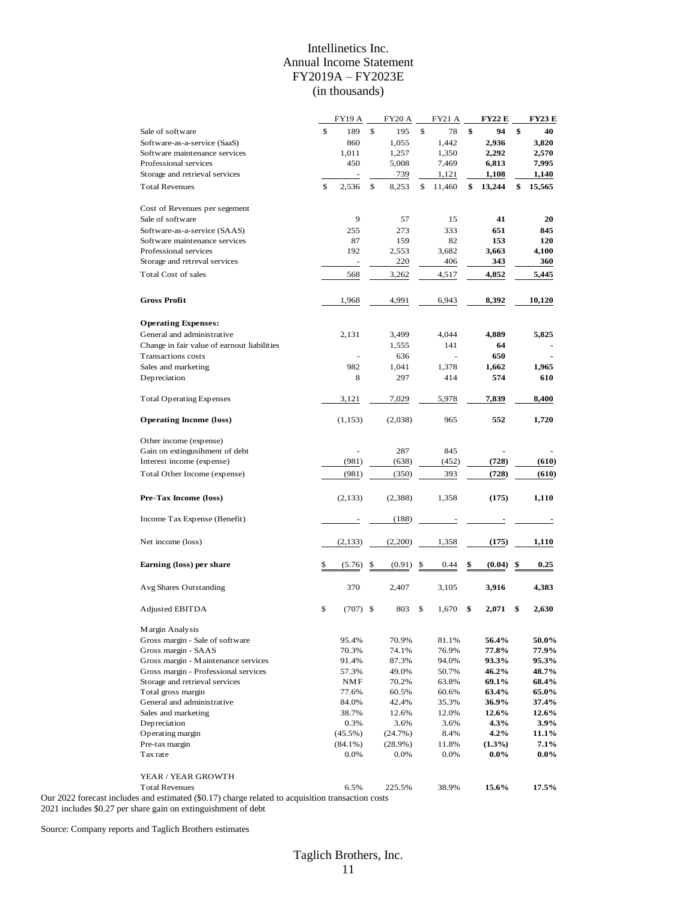# Intellinetics Inc.
## Annual Income Statement
## FY2019A – FY2023E
## (in thousands)

| | FY19 A | FY20 A | FY21 A | **FY22 E** | **FY23 E** |
|---|---|---|---|---|---|
| Sale of software | $ 189 | $ 195 | $ 78 | **$ 94** | **$ 40** |
| Software-as-a-service (SaaS) | 860 | 1,055 | 1,442 | **2,936** | **3,820** |
| Software maintenance services | 1,011 | 1,257 | 1,350 | **2,292** | **2,570** |
| Professional services | 450 | 5,008 | 7,469 | **6,813** | **7,995** |
| Storage and retrieval services | - | 739 | 1,121 | **1,108** | **1,140** |
| Total Revenues | $ 2,536 | $ 8,253 | $ 11,460 | **$ 13,244** | **$ 15,565** |
| | | | | | |
| Cost of Revenues per segement | | | | | |
| Sale of software | 9 | 57 | 15 | **41** | **20** |
| Software-as-a-service (SAAS) | 255 | 273 | 333 | **651** | **845** |
| Software maintenance services | 87 | 159 | 82 | **153** | **120** |
| Professional services | 192 | 2,553 | 3,682 | **3,663** | **4,100** |
| Storage and retreval services | - | 220 | 406 | **343** | **360** |
| Total Cost of sales | 568 | 3,262 | 4,517 | **4,852** | **5,445** |
| | | | | | |
| **Gross Profit** | 1,968 | 4,991 | 6,943 | **8,392** | **10,120** |
| | | | | | |
| **Operating Expenses:** | | | | | |
| General and administrative | 2,131 | 3,499 | 4,044 | **4,889** | **5,825** |
| Change in fair value of earnout liabilities | | 1,555 | 141 | **64** | **-** |
| Transactions costs | - | 636 | - | **650** | **-** |
| Sales and marketing | 982 | 1,041 | 1,378 | **1,662** | **1,965** |
| Depreciation | 8 | 297 | 414 | **574** | **610** |
| | | | | | |
| Total Operating Expenses | 3,121 | 7,029 | 5,978 | **7,839** | **8,400** |
| | | | | | |
| **Operating Income (loss)** | (1,153) | (2,038) | 965 | **552** | **1,720** |
| | | | | | |
| Other income (expense) | | | | | |
| Gain on extingusihment of debt | - | 287 | 845 | **-** | **-** |
| Interest income (expense) | (981) | (638) | (452) | **(728)** | **(610)** |
| Total Other Income (expense) | (981) | (350) | 393 | **(728)** | **(610)** |
| | | | | | |
| **Pre-Tax Income (loss)** | (2,133) | (2,388) | 1,358 | **(175)** | **1,110** |
| | | | | | |
| Income Tax Expense (Benefit) | - | (188) | - | **-** | **-** |
| | | | | | |
| Net income (loss) | (2,133) | (2,200) | 1,358 | **(175)** | **1,110** |
| | | | | | |
| **Earning (loss) per share** | $ (5.76) | $ (0.91) | $ 0.44 | **$ (0.04)** | **$ 0.25** |
| | | | | | |
| Avg Shares Outstanding | 370 | 2,407 | 3,105 | **3,916** | **4,383** |
| | | | | | |
| Adjusted EBITDA | $ (707) | $ 803 | $ 1,670 | **$ 2,071** | **$ 2,630** |
| | | | | | |
| Margin Analysis | | | | | |
| Gross margin - Sale of software | 95.4% | 70.9% | 81.1% | **56.4%** | **50.0%** |
| Gross margin - SAAS | 70.3% | 74.1% | 76.9% | **77.8%** | **77.9%** |
| Gross margin - Maintenance services | 91.4% | 87.3% | 94.0% | **93.3%** | **95.3%** |
| Gross margin - Professional services | 57.3% | 49.0% | 50.7% | **46.2%** | **48.7%** |
| Storage and retrieval services | NMF | 70.2% | 63.8% | **69.1%** | **68.4%** |
| Total gross margin | 77.6% | 60.5% | 60.6% | **63.4%** | **65.0%** |
| General and administrative | 84.0% | 42.4% | 35.3% | **36.9%** | **37.4%** |
| Sales and marketing | 38.7% | 12.6% | 12.0% | **12.6%** | **12.6%** |
| Depreciation | 0.3% | 3.6% | 3.6% | **4.3%** | **3.9%** |
| Operating margin | (45.5%) | (24.7%) | 8.4% | **4.2%** | **11.1%** |
| Pre-tax margin | (84.1%) | (28.9%) | 11.8% | **(1.3%)** | **7.1%** |
| Tax rate | 0.0% | 0.0% | 0.0% | **0.0%** | **0.0%** |
| | | | | | |
| YEAR / YEAR GROWTH | | | | | |
| Total Revenues | 6.5% | 225.5% | 38.9% | **15.6%** | **17.5%** |

Our 2022 forecast includes and estimated ($0.17) charge related to acquisition transaction costs
2021 includes $0.27 per share gain on extinguishment of debt

Source: Company reports and Taglich Brothers estimates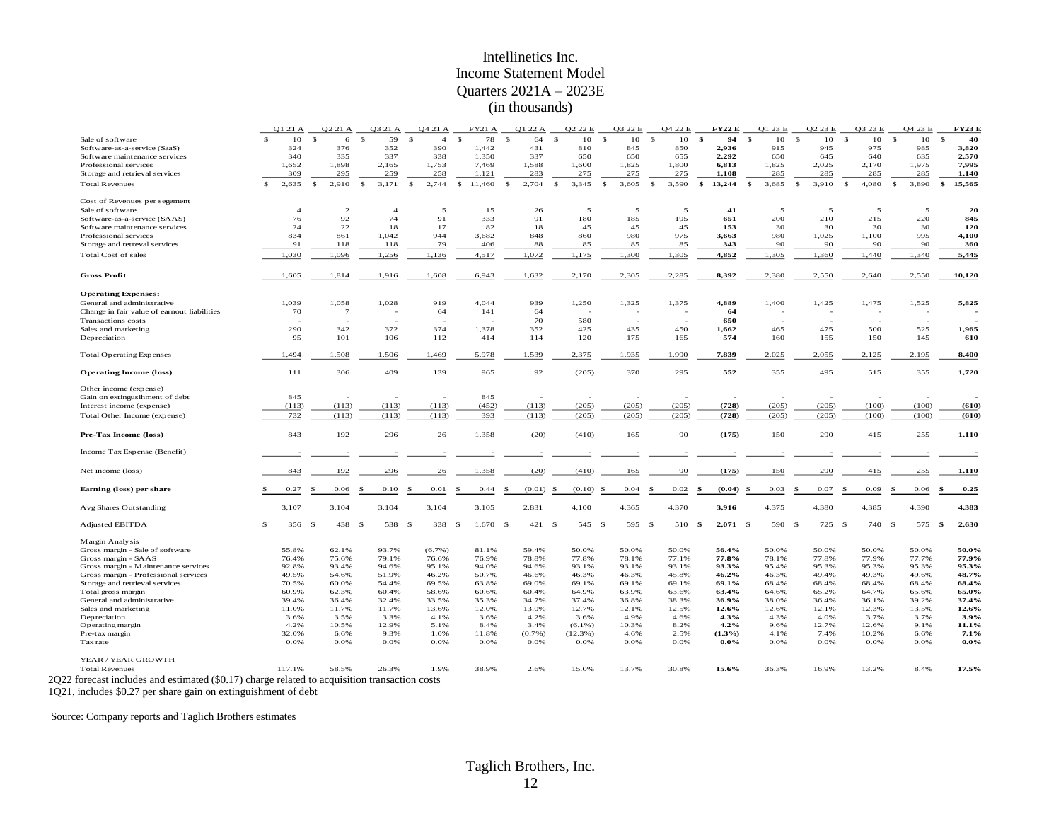# Intellinetics Inc.
# Income Statement Model
# Quarters 2021A – 2023E
# (in thousands)

| | Q1 21 A | Q2 21 A | Q3 21 A | Q4 21 A | FY21 A | Q1 22 A | Q2 22 E | Q3 22 E | Q4 22 E | FY22 E | Q1 23 E | Q2 23 E | Q3 23 E | Q4 23 E | FY23 E |
|---|---|---|---|---|---|---|---|---|---|---|---|---|---|---|---|
| Sale of software | $ 10 | $ 6 | $ 59 | $ 4 | $ 78 | $ 64 | $ 10 | $ 10 | $ 10 | **$ 94** | $ 10 | $ 10 | $ 10 | $ 10 | **$ 40** |
| Software-as-a-service (SaaS) | 324 | 376 | 352 | 390 | 1,442 | 431 | 810 | 845 | 850 | **2,936** | 915 | 945 | 975 | 985 | **3,820** |
| Software maintenance services | 340 | 335 | 337 | 338 | 1,350 | 337 | 650 | 650 | 655 | **2,292** | 650 | 645 | 640 | 635 | **2,570** |
| Professional services | 1,652 | 1,898 | 2,165 | 1,753 | 7,469 | 1,588 | 1,600 | 1,825 | 1,800 | **6,813** | 1,825 | 2,025 | 2,170 | 1,975 | **7,995** |
| Storage and retrieval services | 309 | 295 | 259 | 258 | 1,121 | 283 | 275 | 275 | 275 | **1,108** | 285 | 285 | 285 | 285 | **1,140** |
| Total Revenues | $ 2,635 | $ 2,910 | $ 3,171 | $ 2,744 | $ 11,460 | $ 2,704 | $ 3,345 | $ 3,605 | $ 3,590 | **$ 13,244** | $ 3,685 | $ 3,910 | $ 4,080 | $ 3,890 | **$ 15,565** |
| Cost of Revenues per segement | | | | | | | | | | | | | | | |
| Sale of software | 4 | 2 | 4 | 5 | 15 | 26 | 5 | 5 | 5 | **41** | 5 | 5 | 5 | 5 | **20** |
| Software-as-a-service (SAAS) | 76 | 92 | 74 | 91 | 333 | 91 | 180 | 185 | 195 | **651** | 200 | 210 | 215 | 220 | **845** |
| Software maintenance services | 24 | 22 | 18 | 17 | 82 | 18 | 45 | 45 | 45 | **153** | 30 | 30 | 30 | 30 | **120** |
| Professional services | 834 | 861 | 1,042 | 944 | 3,682 | 848 | 860 | 980 | 975 | **3,663** | 980 | 1,025 | 1,100 | 995 | **4,100** |
| Storage and retreval services | 91 | 118 | 118 | 79 | 406 | 88 | 85 | 85 | 85 | **343** | 90 | 90 | 90 | 90 | **360** |
| Total Cost of sales | 1,030 | 1,096 | 1,256 | 1,136 | 4,517 | 1,072 | 1,175 | 1,300 | 1,305 | **4,852** | 1,305 | 1,360 | 1,440 | 1,340 | **5,445** |
| **Gross Profit** | 1,605 | 1,814 | 1,916 | 1,608 | 6,943 | 1,632 | 2,170 | 2,305 | 2,285 | **8,392** | 2,380 | 2,550 | 2,640 | 2,550 | **10,120** |
| **Operating Expenses:** | | | | | | | | | | | | | | | |
| General and administrative | 1,039 | 1,058 | 1,028 | 919 | 4,044 | 939 | 1,250 | 1,325 | 1,375 | **4,889** | 1,400 | 1,425 | 1,475 | 1,525 | **5,825** |
| Change in fair value of earnout liabilities | 70 | 7 | - | 64 | 141 | 64 | - | - | - | **64** | - | - | - | - | - |
| Transactions costs | - | - | - | - | - | 70 | 580 | - | - | **650** | - | - | - | - | - |
| Sales and marketing | 290 | 342 | 372 | 374 | 1,378 | 352 | 425 | 435 | 450 | **1,662** | 465 | 475 | 500 | 525 | **1,965** |
| Depreciation | 95 | 101 | 106 | 112 | 414 | 114 | 120 | 175 | 165 | **574** | 160 | 155 | 150 | 145 | **610** |
| Total Operating Expenses | 1,494 | 1,508 | 1,506 | 1,469 | 5,978 | 1,539 | 2,375 | 1,935 | 1,990 | **7,839** | 2,025 | 2,055 | 2,125 | 2,195 | **8,400** |
| **Operating Income (loss)** | 111 | 306 | 409 | 139 | 965 | 92 | (205) | 370 | 295 | **552** | 355 | 495 | 515 | 355 | **1,720** |
| Other income (expense) | | | | | | | | | | | | | | | |
| Gain on extingusihment of debt | 845 | - | - | - | 845 | - | - | - | - | - | - | - | - | - | - |
| Interest income (expense) | (113) | (113) | (113) | (113) | (452) | (113) | (205) | (205) | (205) | **(728)** | (205) | (205) | (100) | (100) | **(610)** |
| Total Other Income (expense) | 732 | (113) | (113) | (113) | 393 | (113) | (205) | (205) | (205) | **(728)** | (205) | (205) | (100) | (100) | **(610)** |
| **Pre-Tax Income (loss)** | 843 | 192 | 296 | 26 | 1,358 | (20) | (410) | 165 | 90 | **(175)** | 150 | 290 | 415 | 255 | **1,110** |
| Income Tax Expense (Benefit) | - | - | - | - | - | - | - | - | - | - | - | - | - | - | - |
| Net income (loss) | 843 | 192 | 296 | 26 | 1,358 | (20) | (410) | 165 | 90 | **(175)** | 150 | 290 | 415 | 255 | **1,110** |
| **Earning (loss) per share** | $ 0.27 | $ 0.06 | $ 0.10 | $ 0.01 | $ 0.44 | $ (0.01) | $ (0.10) | $ 0.04 | $ 0.02 | **$ (0.04)** | $ 0.03 | $ 0.07 | $ 0.09 | $ 0.06 | **$ 0.25** |
| Avg Shares Outstanding | 3,107 | 3,104 | 3,104 | 3,104 | 3,105 | 2,831 | 4,100 | 4,365 | 4,370 | **3,916** | 4,375 | 4,380 | 4,385 | 4,390 | **4,383** |
| Adjusted EBITDA | $ 356 | $ 438 | $ 538 | $ 338 | $ 1,670 | $ 421 | $ 545 | $ 595 | $ 510 | **$ 2,071** | $ 590 | $ 725 | $ 740 | $ 575 | **$ 2,630** |
| Margin Analysis | | | | | | | | | | | | | | | |
| Gross margin - Sale of software | 55.8% | 62.1% | 93.7% | (6.7%) | 81.1% | 59.4% | 50.0% | 50.0% | 50.0% | **56.4%** | 50.0% | 50.0% | 50.0% | 50.0% | **50.0%** |
| Gross margin - SAAS | 76.4% | 75.6% | 79.1% | 76.6% | 76.9% | 78.8% | 77.8% | 78.1% | 77.1% | **77.8%** | 78.1% | 77.8% | 77.9% | 77.7% | **77.9%** |
| Gross margin - Maintenance services | 92.8% | 93.4% | 94.6% | 95.1% | 94.0% | 94.6% | 93.1% | 93.1% | 93.1% | **93.3%** | 95.4% | 95.3% | 95.3% | 95.3% | **95.3%** |
| Gross margin - Professional services | 49.5% | 54.6% | 51.9% | 46.2% | 50.7% | 46.6% | 46.3% | 46.3% | 45.8% | **46.2%** | 46.3% | 49.4% | 49.3% | 49.6% | **48.7%** |
| Storage and retrieval services | 70.5% | 60.0% | 54.4% | 69.5% | 63.8% | 69.0% | 69.1% | 69.1% | 69.1% | **69.1%** | 68.4% | 68.4% | 68.4% | 68.4% | **68.4%** |
| Total gross margin | 60.9% | 62.3% | 60.4% | 58.6% | 60.6% | 60.4% | 64.9% | 63.9% | 63.6% | **63.4%** | 64.6% | 65.2% | 64.7% | 65.6% | **65.0%** |
| General and administrative | 39.4% | 36.4% | 32.4% | 33.5% | 35.3% | 34.7% | 37.4% | 36.8% | 38.3% | **36.9%** | 38.0% | 36.4% | 36.1% | 39.2% | **37.4%** |
| Sales and marketing | 11.0% | 11.7% | 11.7% | 13.6% | 12.0% | 13.0% | 12.7% | 12.1% | 12.5% | **12.6%** | 12.6% | 12.1% | 12.3% | 13.5% | **12.6%** |
| Depreciation | 3.6% | 3.5% | 3.3% | 4.1% | 3.6% | 4.2% | 3.6% | 4.9% | 4.6% | **4.3%** | 4.3% | 4.0% | 3.7% | 3.7% | **3.9%** |
| Operating margin | 4.2% | 10.5% | 12.9% | 5.1% | 8.4% | 3.4% | (6.1%) | 10.3% | 8.2% | **4.2%** | 9.6% | 12.7% | 12.6% | 9.1% | **11.1%** |
| Pre-tax margin | 32.0% | 6.6% | 9.3% | 1.0% | 11.8% | (0.7%) | (12.3%) | 4.6% | 2.5% | **(1.3%)** | 4.1% | 7.4% | 10.2% | 6.6% | **7.1%** |
| Tax rate | 0.0% | 0.0% | 0.0% | 0.0% | 0.0% | 0.0% | 0.0% | 0.0% | 0.0% | **0.0%** | 0.0% | 0.0% | 0.0% | 0.0% | **0.0%** |
| YEAR / YEAR GROWTH | | | | | | | | | | | | | | | |
| Total Revenues | 117.1% | 58.5% | 26.3% | 1.9% | 38.9% | 2.6% | 15.0% | 13.7% | 30.8% | **15.6%** | 36.3% | 16.9% | 13.2% | 8.4% | **17.5%** |

2Q22 forecast includes and estimated ($0.17) charge related to acquisition transaction costs

1Q21, includes $0.27 per share gain on extinguishment of debt

Source: Company reports and Taglich Brothers estimates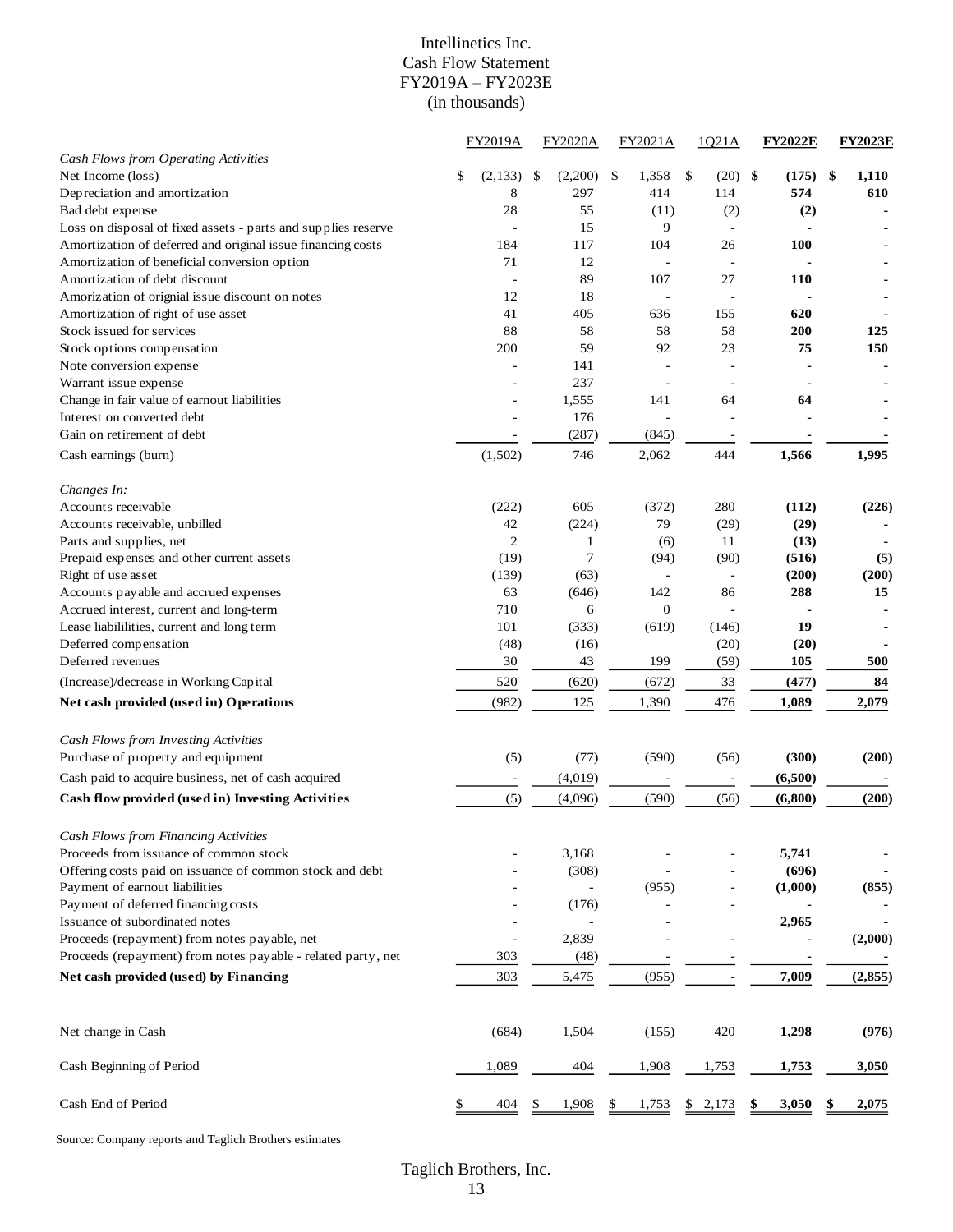# Intellinetics Inc.
## Cash Flow Statement
## FY2019A – FY2023E
## (in thousands)

| | FY2019A | FY2020A | FY2021A | 1Q21A | **FY2022E** | **FY2023E** |
|---|---|---|---|---|---|---|
| *Cash Flows from Operating Activities* | | | | | | |
| Net Income (loss) | $ (2,133) | $ (2,200) | $ 1,358 | $ (20) | **$ (175)** | **$ 1,110** |
| Depreciation and amortization | 8 | 297 | 414 | 114 | **574** | **610** |
| Bad debt expense | 28 | 55 | (11) | (2) | **(2)** | - |
| Loss on disposal of fixed assets - parts and supplies reserve | - | 15 | 9 | - | - | - |
| Amortization of deferred and original issue financing costs | 184 | 117 | 104 | 26 | **100** | - |
| Amortization of beneficial conversion option | 71 | 12 | - | - | - | - |
| Amortization of debt discount | - | 89 | 107 | 27 | **110** | - |
| Amorization of orignial issue discount on notes | 12 | 18 | - | - | - | - |
| Amortization of right of use asset | 41 | 405 | 636 | 155 | **620** | - |
| Stock issued for services | 88 | 58 | 58 | 58 | **200** | **125** |
| Stock options compensation | 200 | 59 | 92 | 23 | **75** | **150** |
| Note conversion expense | - | 141 | - | - | - | - |
| Warrant issue expense | - | 237 | - | - | - | - |
| Change in fair value of earnout liabilities | - | 1,555 | 141 | 64 | **64** | - |
| Interest on converted debt | - | 176 | - | - | - | - |
| Gain on retirement of debt | - | (287) | (845) | - | - | - |
| Cash earnings (burn) | (1,502) | 746 | 2,062 | 444 | **1,566** | **1,995** |
| | | | | | | |
| *Changes In:* | | | | | | |
| Accounts receivable | (222) | 605 | (372) | 280 | **(112)** | **(226)** |
| Accounts receivable, unbilled | 42 | (224) | 79 | (29) | **(29)** | - |
| Parts and supplies, net | 2 | 1 | (6) | 11 | **(13)** | - |
| Prepaid expenses and other current assets | (19) | 7 | (94) | (90) | **(516)** | **(5)** |
| Right of use asset | (139) | (63) | - | - | **(200)** | **(200)** |
| Accounts payable and accrued expenses | 63 | (646) | 142 | 86 | **288** | **15** |
| Accrued interest, current and long-term | 710 | 6 | 0 | - | - | - |
| Lease liabililities, current and long term | 101 | (333) | (619) | (146) | **19** | - |
| Deferred compensation | (48) | (16) | | (20) | **(20)** | - |
| Deferred revenues | 30 | 43 | 199 | (59) | **105** | **500** |
| (Increase)/decrease in Working Capital | 520 | (620) | (672) | 33 | **(477)** | **84** |
| **Net cash provided (used in) Operations** | (982) | 125 | 1,390 | 476 | **1,089** | **2,079** |
| | | | | | | |
| *Cash Flows from Investing Activities* | | | | | | |
| Purchase of property and equipment | (5) | (77) | (590) | (56) | **(300)** | **(200)** |
| Cash paid to acquire business, net of cash acquired | - | (4,019) | - | - | **(6,500)** | - |
| **Cash flow provided (used in) Investing Activities** | (5) | (4,096) | (590) | (56) | **(6,800)** | **(200)** |
| | | | | | | |
| *Cash Flows from Financing Activities* | | | | | | |
| Proceeds from issuance of common stock | - | 3,168 | - | - | **5,741** | - |
| Offering costs paid on issuance of common stock and debt | - | (308) | - | - | **(696)** | - |
| Payment of earnout liabilities | - | - | (955) | - | **(1,000)** | **(855)** |
| Payment of deferred financing costs | - | (176) | - | - | - | - |
| Issuance of subordinated notes | - | - | - | - | **2,965** | - |
| Proceeds (repayment) from notes payable, net | - | 2,839 | - | - | - | **(2,000)** |
| Proceeds (repayment) from notes payable - related party, net | 303 | (48) | - | - | - | - |
| **Net cash provided (used) by Financing** | 303 | 5,475 | (955) | - | **7,009** | **(2,855)** |
| | | | | | | |
| Net change in Cash | (684) | 1,504 | (155) | 420 | **1,298** | **(976)** |
| Cash Beginning of Period | 1,089 | 404 | 1,908 | 1,753 | **1,753** | **3,050** |
| Cash End of Period | $ 404 | $ 1,908 | $ 1,753 | $ 2,173 | **$ 3,050** | **$ 2,075** |

Source: Company reports and Taglich Brothers estimates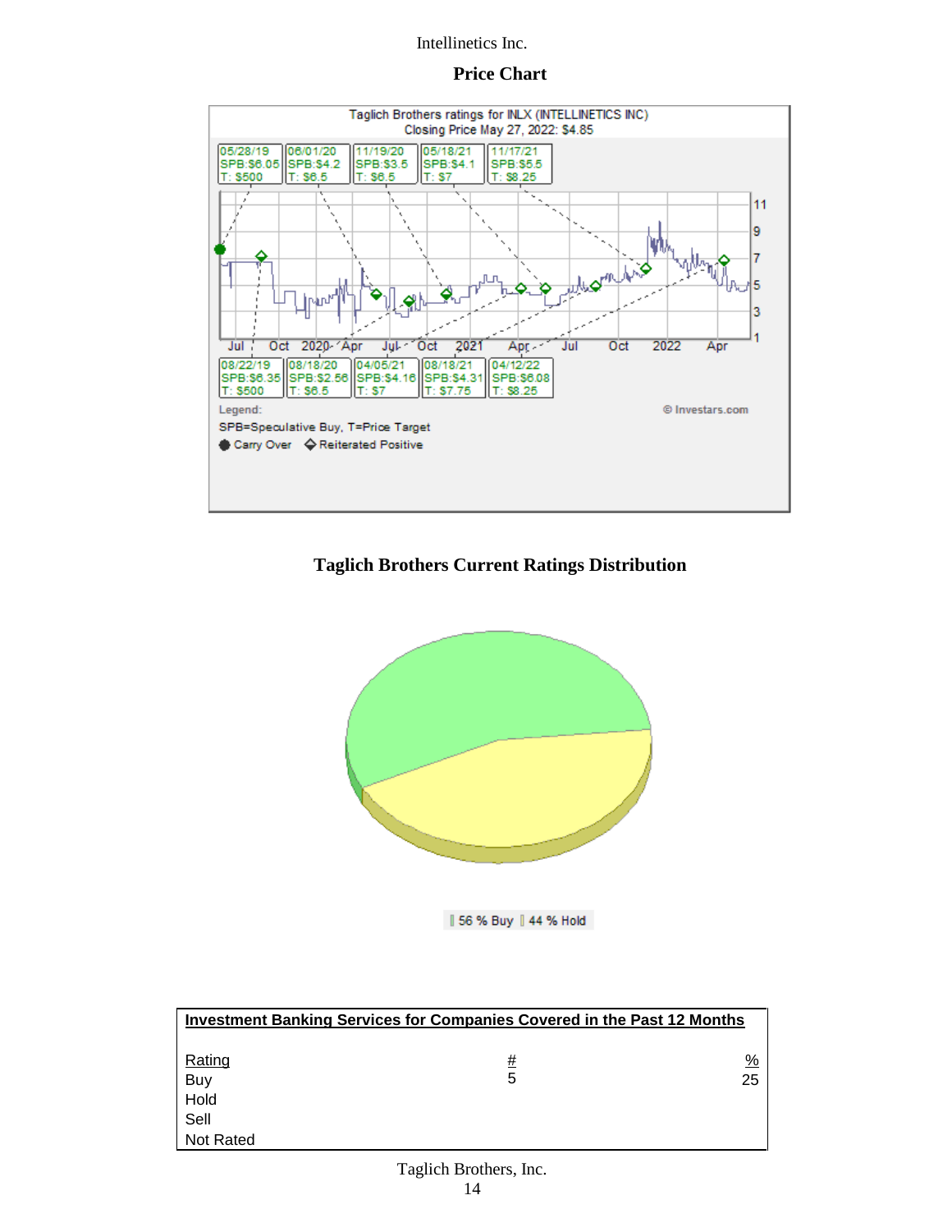Intellinetics Inc.

## Price Chart

Taglich Brothers ratings for INLX (INTELLINETICS INC)
Closing Price May 27, 2022: $4.85

| Date | Rating | Price Target |
|---|---|---|
| 05/28/19 | SPB:$6.05 | T: $500 |
| 08/22/19 | SPB:$6.35 | T: $500 |
| 06/01/20 | SPB:$4.2 | T: $6.5 |
| 08/18/20 | SPB:$2.56 | T: $6.5 |
| 11/19/20 | SPB:$3.5 | T: $6.5 |
| 04/05/21 | SPB:$4.16 | T: $7 |
| 05/18/21 | SPB:$4.1 | T: $7 |
| 08/18/21 | SPB:$4.31 | T: $7.75 |
| 11/17/21 | SPB:$5.5 | T: $8.25 |
| 04/12/22 | SPB:$6.08 | T: $8.25 |

Legend:
SPB=Speculative Buy, T=Price Target
● Carry Over ◇ Reiterated Positive

© Investars.com

## Taglich Brothers Current Ratings Distribution

56 % Buy | 44 % Hold

| Investment Banking Services for Companies Covered in the Past 12 Months | | |
|---|---|---|
| Rating | # | % |
| Buy | 5 | 25 |
| Hold | | |
| Sell | | |
| Not Rated | | |

Taglich Brothers, Inc.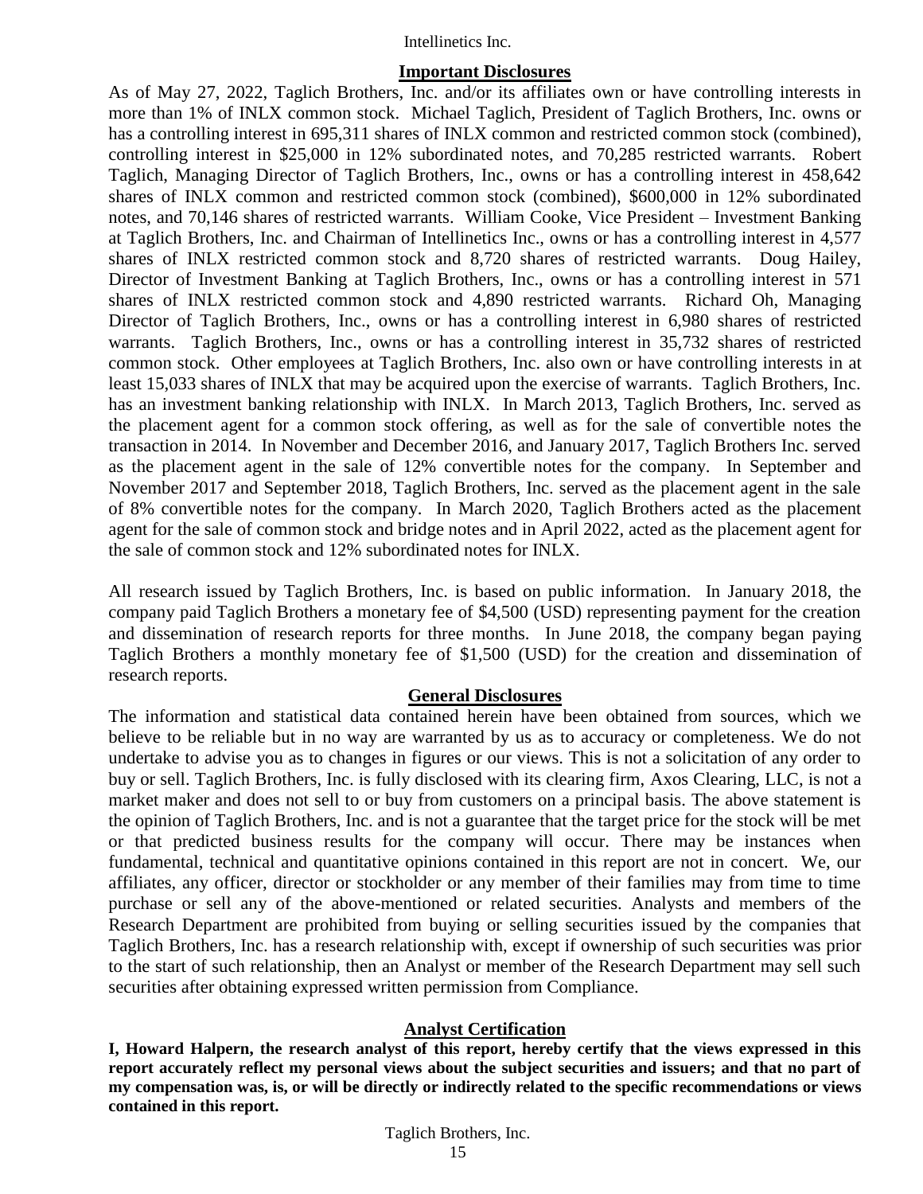## Important Disclosures

As of May 27, 2022, Taglich Brothers, Inc. and/or its affiliates own or have controlling interests in more than 1% of INLX common stock. Michael Taglich, President of Taglich Brothers, Inc. owns or has a controlling interest in 695,311 shares of INLX common and restricted common stock (combined), controlling interest in $25,000 in 12% subordinated notes, and 70,285 restricted warrants. Robert Taglich, Managing Director of Taglich Brothers, Inc., owns or has a controlling interest in 458,642 shares of INLX common and restricted common stock (combined), $600,000 in 12% subordinated notes, and 70,146 shares of restricted warrants. William Cooke, Vice President – Investment Banking at Taglich Brothers, Inc. and Chairman of Intellinetics Inc., owns or has a controlling interest in 4,577 shares of INLX restricted common stock and 8,720 shares of restricted warrants. Doug Hailey, Director of Investment Banking at Taglich Brothers, Inc., owns or has a controlling interest in 571 shares of INLX restricted common stock and 4,890 restricted warrants. Richard Oh, Managing Director of Taglich Brothers, Inc., owns or has a controlling interest in 6,980 shares of restricted warrants. Taglich Brothers, Inc., owns or has a controlling interest in 35,732 shares of restricted common stock. Other employees at Taglich Brothers, Inc. also own or have controlling interests in at least 15,033 shares of INLX that may be acquired upon the exercise of warrants. Taglich Brothers, Inc. has an investment banking relationship with INLX. In March 2013, Taglich Brothers, Inc. served as the placement agent for a common stock offering, as well as for the sale of convertible notes the transaction in 2014. In November and December 2016, and January 2017, Taglich Brothers Inc. served as the placement agent in the sale of 12% convertible notes for the company. In September and November 2017 and September 2018, Taglich Brothers, Inc. served as the placement agent in the sale of 8% convertible notes for the company. In March 2020, Taglich Brothers acted as the placement agent for the sale of common stock and bridge notes and in April 2022, acted as the placement agent for the sale of common stock and 12% subordinated notes for INLX.

All research issued by Taglich Brothers, Inc. is based on public information. In January 2018, the company paid Taglich Brothers a monetary fee of $4,500 (USD) representing payment for the creation and dissemination of research reports for three months. In June 2018, the company began paying Taglich Brothers a monthly monetary fee of $1,500 (USD) for the creation and dissemination of research reports.

## General Disclosures

The information and statistical data contained herein have been obtained from sources, which we believe to be reliable but in no way are warranted by us as to accuracy or completeness. We do not undertake to advise you as to changes in figures or our views. This is not a solicitation of any order to buy or sell. Taglich Brothers, Inc. is fully disclosed with its clearing firm, Axos Clearing, LLC, is not a market maker and does not sell to or buy from customers on a principal basis. The above statement is the opinion of Taglich Brothers, Inc. and is not a guarantee that the target price for the stock will be met or that predicted business results for the company will occur. There may be instances when fundamental, technical and quantitative opinions contained in this report are not in concert. We, our affiliates, any officer, director or stockholder or any member of their families may from time to time purchase or sell any of the above-mentioned or related securities. Analysts and members of the Research Department are prohibited from buying or selling securities issued by the companies that Taglich Brothers, Inc. has a research relationship with, except if ownership of such securities was prior to the start of such relationship, then an Analyst or member of the Research Department may sell such securities after obtaining expressed written permission from Compliance.

## Analyst Certification

**I, Howard Halpern, the research analyst of this report, hereby certify that the views expressed in this report accurately reflect my personal views about the subject securities and issuers; and that no part of my compensation was, is, or will be directly or indirectly related to the specific recommendations or views contained in this report.**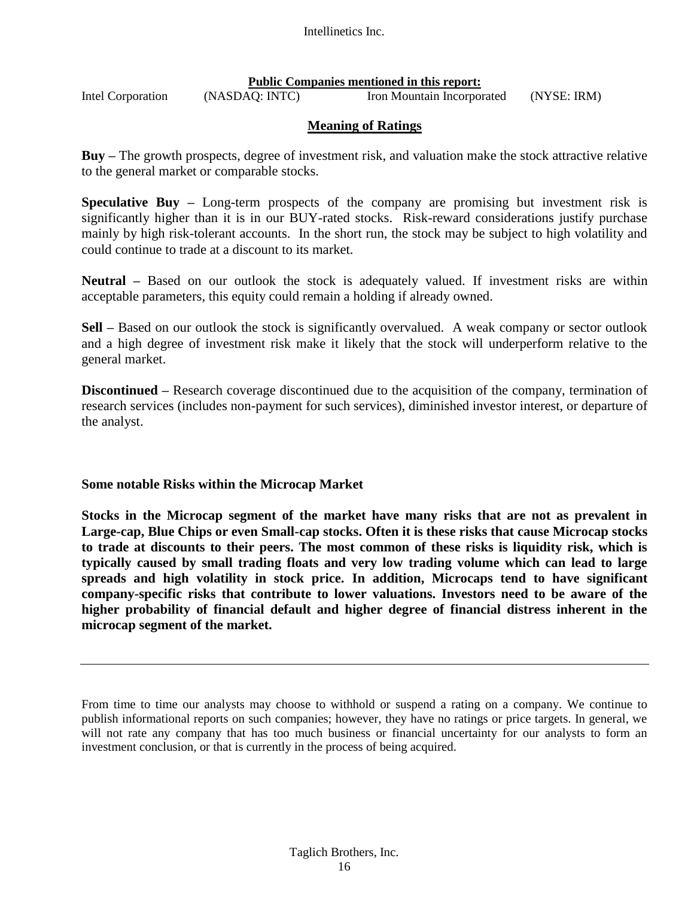**Public Companies mentioned in this report:**

| | | | |
|---|---|---|---|
| Intel Corporation | (NASDAQ: INTC) | Iron Mountain Incorporated | (NYSE: IRM) |

## Meaning of Ratings

**Buy –** The growth prospects, degree of investment risk, and valuation make the stock attractive relative to the general market or comparable stocks.

**Speculative Buy –** Long-term prospects of the company are promising but investment risk is significantly higher than it is in our BUY-rated stocks. Risk-reward considerations justify purchase mainly by high risk-tolerant accounts. In the short run, the stock may be subject to high volatility and could continue to trade at a discount to its market.

**Neutral –** Based on our outlook the stock is adequately valued. If investment risks are within acceptable parameters, this equity could remain a holding if already owned.

**Sell –** Based on our outlook the stock is significantly overvalued. A weak company or sector outlook and a high degree of investment risk make it likely that the stock will underperform relative to the general market.

**Discontinued –** Research coverage discontinued due to the acquisition of the company, termination of research services (includes non-payment for such services), diminished investor interest, or departure of the analyst.

**Some notable Risks within the Microcap Market**

**Stocks in the Microcap segment of the market have many risks that are not as prevalent in Large-cap, Blue Chips or even Small-cap stocks. Often it is these risks that cause Microcap stocks to trade at discounts to their peers. The most common of these risks is liquidity risk, which is typically caused by small trading floats and very low trading volume which can lead to large spreads and high volatility in stock price. In addition, Microcaps tend to have significant company-specific risks that contribute to lower valuations. Investors need to be aware of the higher probability of financial default and higher degree of financial distress inherent in the microcap segment of the market.**

---

From time to time our analysts may choose to withhold or suspend a rating on a company. We continue to publish informational reports on such companies; however, they have no ratings or price targets. In general, we will not rate any company that has too much business or financial uncertainty for our analysts to form an investment conclusion, or that is currently in the process of being acquired.